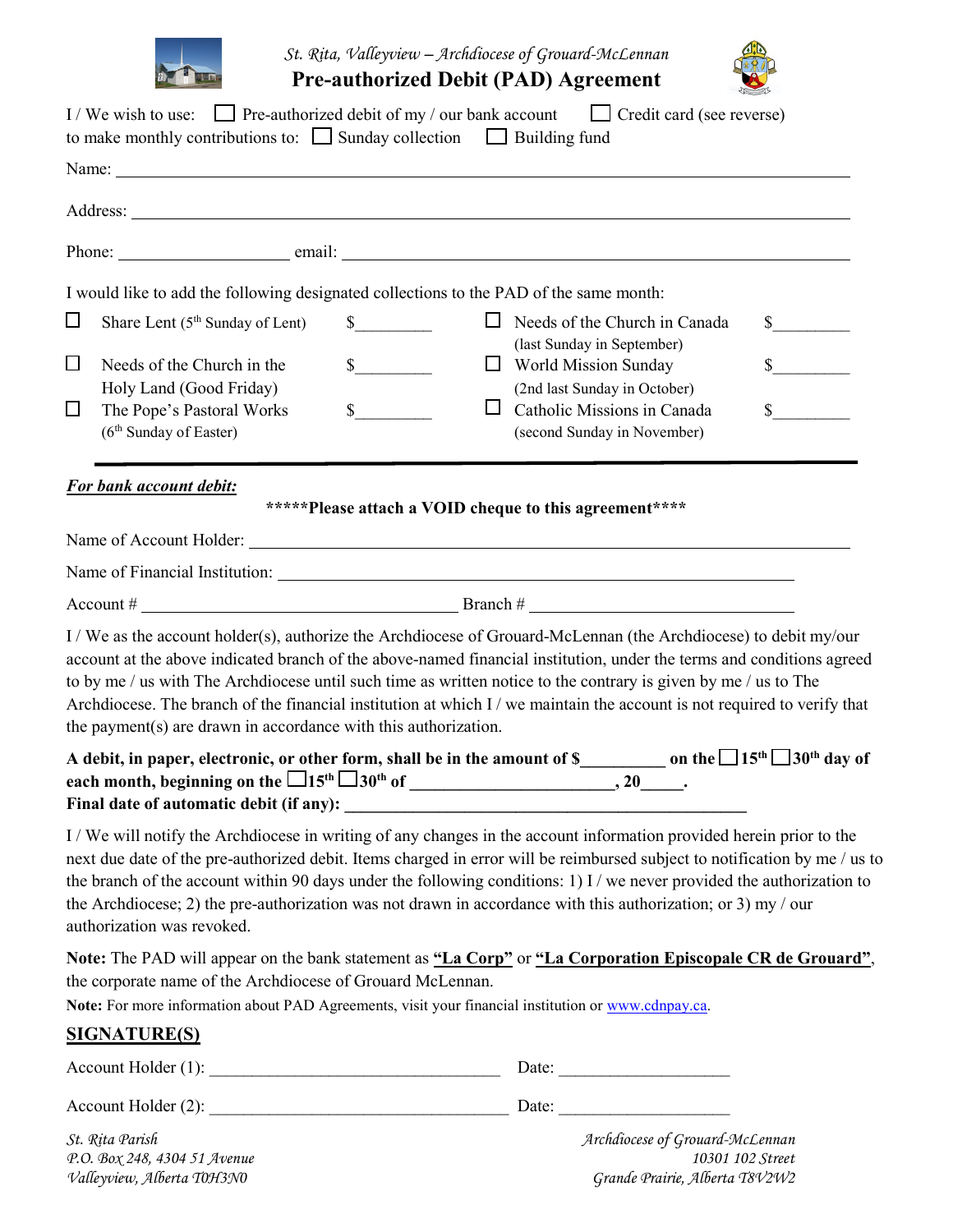*St. Rita, Valleyview – Archdiocese of Grouard-McLennan*

# Pre-authorized Debit (PAD) Agreement

I / We wish to use: ☐ Pre-authorized debit of my / our bank account ☐ Credit card (see reverse)
to make monthly contributions to: ☐ Sunday collection ☐ Building fund

Name: ____________________________________________

Address: ____________________________________________

Phone: ____________________ email: ____________________________________________

I would like to add the following designated collections to the PAD of the same month:

| | | | | | |
|---|---|---|---|---|---|
| ☐ | Share Lent (5th Sunday of Lent) | $_________ | ☐ | Needs of the Church in Canada (last Sunday in September) | $_________ |
| ☐ | Needs of the Church in the Holy Land (Good Friday) | $_________ | ☐ | World Mission Sunday (2nd last Sunday in October) | $_________ |
| ☐ | The Pope's Pastoral Works (6th Sunday of Easter) | $_________ | ☐ | Catholic Missions in Canada (second Sunday in November) | $_________ |

***For bank account debit:***

**\*\*\*\*\*Please attach a VOID cheque to this agreement\*\*\*\***

Name of Account Holder: ____________________________________________

Name of Financial Institution: ____________________________________________

Account # ______________________________ Branch # ______________________________

I / We as the account holder(s), authorize the Archdiocese of Grouard-McLennan (the Archdiocese) to debit my/our account at the above indicated branch of the above-named financial institution, under the terms and conditions agreed to by me / us with The Archdiocese until such time as written notice to the contrary is given by me / us to The Archdiocese. The branch of the financial institution at which I / we maintain the account is not required to verify that the payment(s) are drawn in accordance with this authorization.

**A debit, in paper, electronic, or other form, shall be in the amount of $__________ on the ☐15th ☐30th day of each month, beginning on the ☐15th ☐30th of ________________________, 20_____.**
**Final date of automatic debit (if any): ________________________________________________**

I / We will notify the Archdiocese in writing of any changes in the account information provided herein prior to the next due date of the pre-authorized debit. Items charged in error will be reimbursed subject to notification by me / us to the branch of the account within 90 days under the following conditions: 1) I / we never provided the authorization to the Archdiocese; 2) the pre-authorization was not drawn in accordance with this authorization; or 3) my / our authorization was revoked.

**Note:** The PAD will appear on the bank statement as **"La Corp"** or **"La Corporation Episcopale CR de Grouard"**, the corporate name of the Archdiocese of Grouard McLennan.

**Note:** For more information about PAD Agreements, visit your financial institution or www.cdnpay.ca.

## SIGNATURE(S)

Account Holder (1): ____________________________________ Date: ____________________

Account Holder (2): ____________________________________ Date: ____________________

*St. Rita Parish*
*P.O. Box 248, 4304 51 Avenue*
*Valleyview, Alberta T0H3N0*

*Archdiocese of Grouard-McLennan*
*10301 102 Street*
*Grande Prairie, Alberta T8V2W2*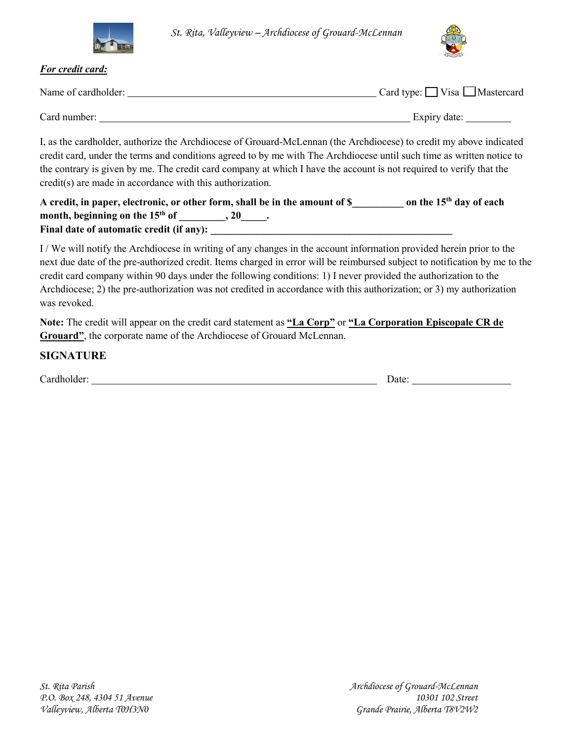***For credit card:***

Name of cardholder: ______________________________ Card type: ☐ Visa ☐ Mastercard

Card number: ______________________________ Expiry date: __________

I, as the cardholder, authorize the Archdiocese of Grouard-McLennan (the Archdiocese) to credit my above indicated credit card, under the terms and conditions agreed to by me with The Archdiocese until such time as written notice to the contrary is given by me. The credit card company at which I have the account is not required to verify that the credit(s) are made in accordance with this authorization.

**A credit, in paper, electronic, or other form, shall be in the amount of $__________ on the 15th day of each month, beginning on the 15th of _________, 20_____.**
**Final date of automatic credit (if any): __________________________________________________**

I / We will notify the Archdiocese in writing of any changes in the account information provided herein prior to the next due date of the pre-authorized credit. Items charged in error will be reimbursed subject to notification by me to the credit card company within 90 days under the following conditions: 1) I never provided the authorization to the Archdiocese; 2) the pre-authorization was not credited in accordance with this authorization; or 3) my authorization was revoked.

**Note:** The credit will appear on the credit card statement as **"La Corp"** or **"La Corporation Episcopale CR de Grouard"**, the corporate name of the Archdiocese of Grouard McLennan.

**SIGNATURE**

Cardholder: ______________________________ Date: ____________________

*St. Rita Parish*
*P.O. Box 248, 4304 51 Avenue*
*Valleyview, Alberta T0H3N0*

*Archdiocese of Grouard-McLennan*
*10301 102 Street*
*Grande Prairie, Alberta T8V2W2*